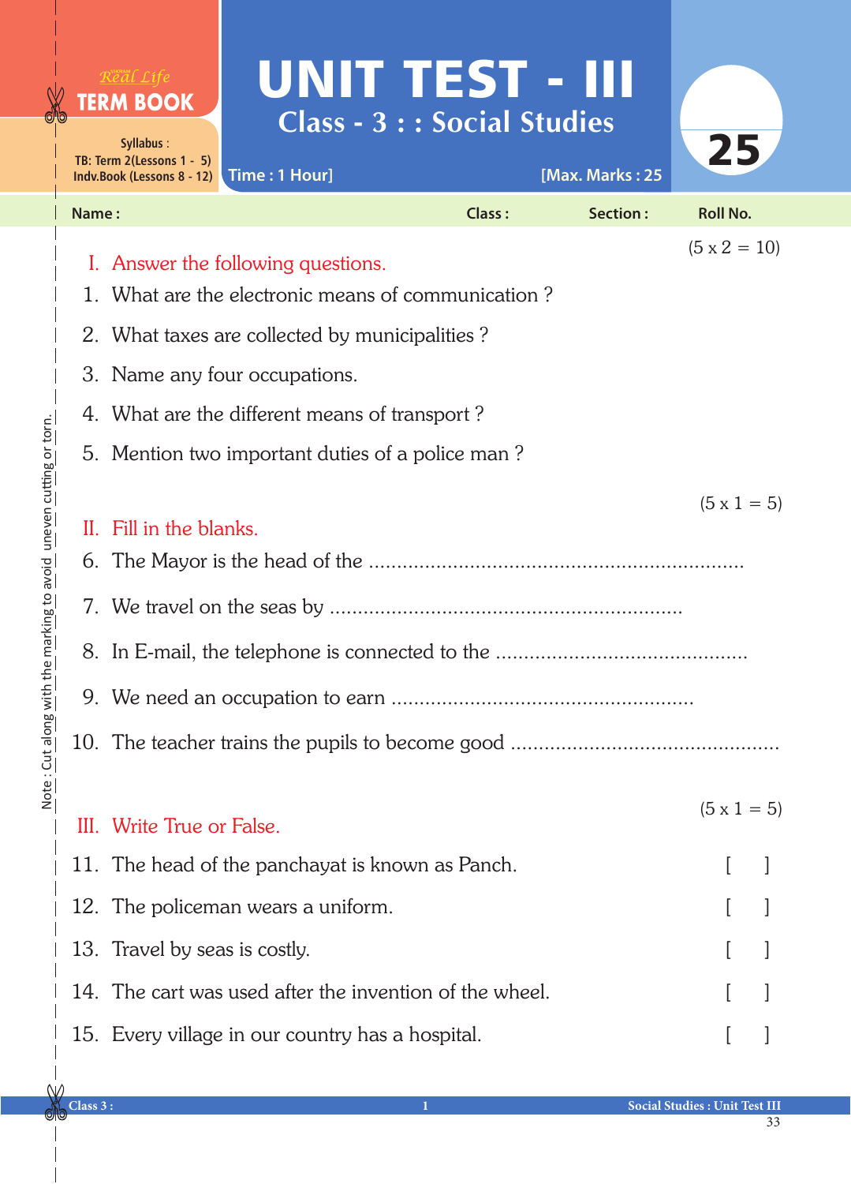Real Life
TERM BOOK

Syllabus :
TB: Term 2(Lessons 1 - 5)
Indv.Book (Lessons 8 - 12)

# UNIT TEST - III

## Class - 3 : : Social Studies

Time : 1 Hour] [Max. Marks : 25

**25**

Name : Class : Section : Roll No.

Note : Cut along with the marking to avoid uneven cutting or torn.

### I. Answer the following questions. (5 x 2 = 10)

1. What are the electronic means of communication ?
2. What taxes are collected by municipalities ?
3. Name any four occupations.
4. What are the different means of transport ?
5. Mention two important duties of a police man ?

### II. Fill in the blanks. (5 x 1 = 5)

6. The Mayor is the head of the ....................................................................
7. We travel on the seas by ..............................................................
8. In E-mail, the telephone is connected to the ............................................
9. We need an occupation to earn ......................................................
10. The teacher trains the pupils to become good ..............................................

### III. Write True or False. (5 x 1 = 5)

11. The head of the panchayat is known as Panch. [ ]
12. The policeman wears a uniform. [ ]
13. Travel by seas is costly. [ ]
14. The cart was used after the invention of the wheel. [ ]
15. Every village in our country has a hospital. [ ]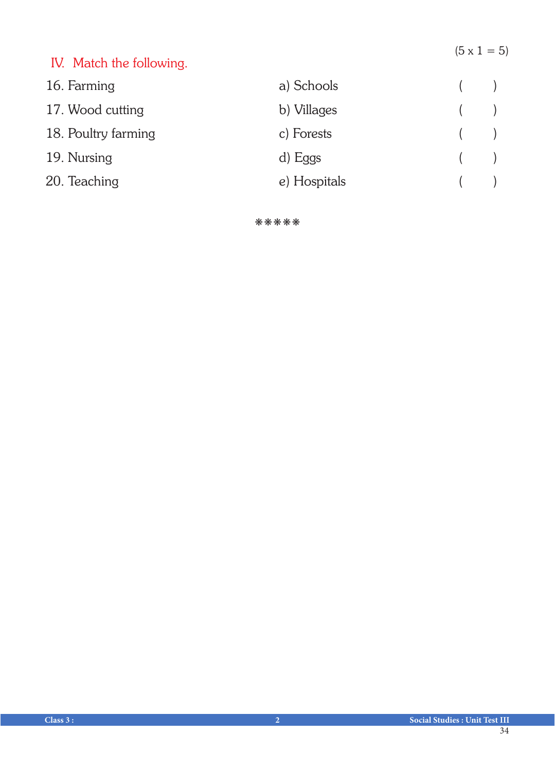(5 x 1 = 5)

## IV. Match the following.

| | | |
|---|---|---|
| 16. Farming | a) Schools | (  ) |
| 17. Wood cutting | b) Villages | (  ) |
| 18. Poultry farming | c) Forests | (  ) |
| 19. Nursing | d) Eggs | (  ) |
| 20. Teaching | e) Hospitals | (  ) |

*****